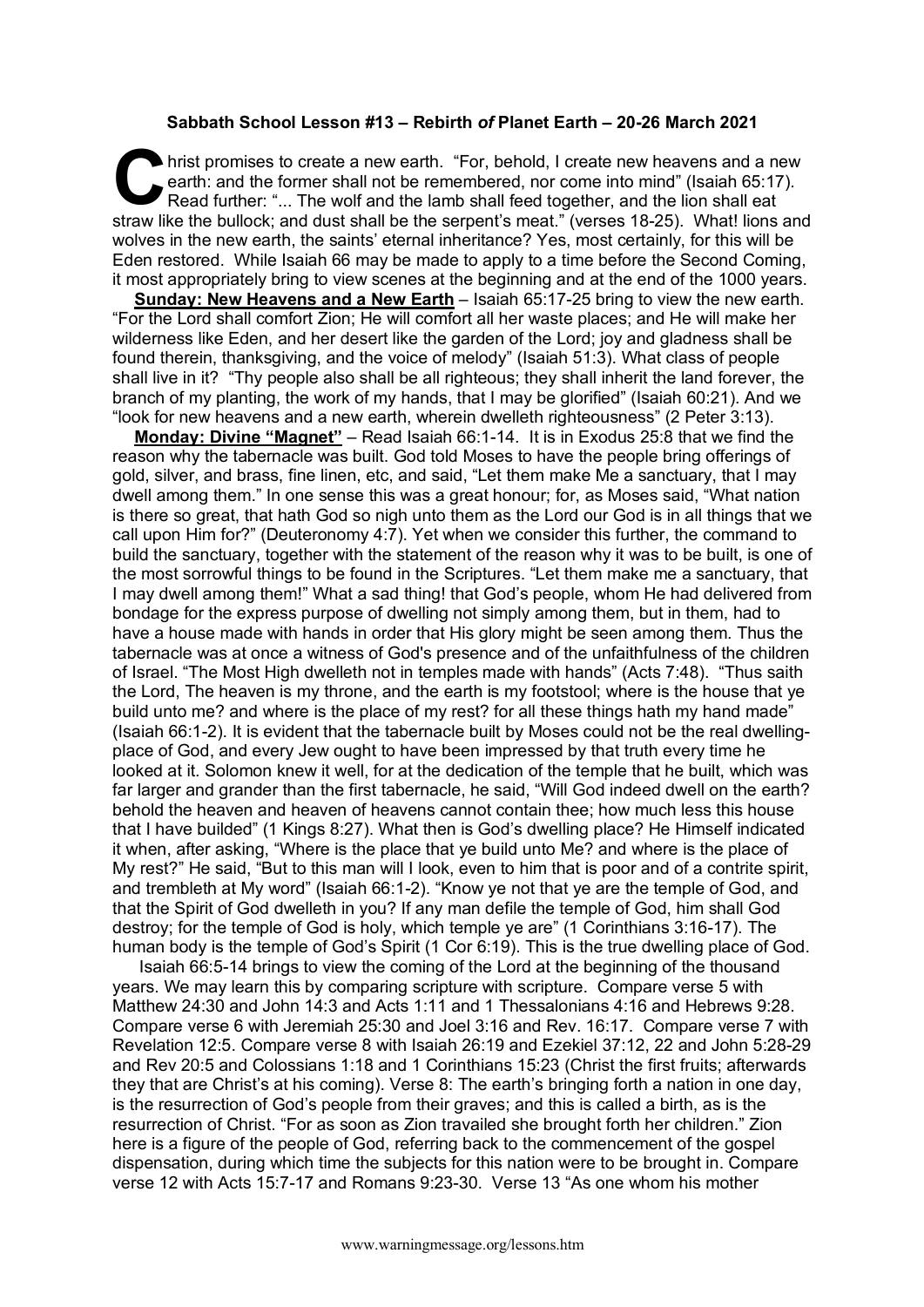# Sabbath School Lesson #13 – Rebirth *of* Planet Earth – 20-26 March 2021

Christ promises to create a new earth. "For, behold, I create new heavens and a new earth: and the former shall not be remembered, nor come into mind" (Isaiah 65:17). Read further: "... The wolf and the lamb shall feed together, and the lion shall eat straw like the bullock; and dust shall be the serpent's meat." (verses 18-25). What! lions and wolves in the new earth, the saints' eternal inheritance? Yes, most certainly, for this will be Eden restored. While Isaiah 66 may be made to apply to a time before the Second Coming, it most appropriately bring to view scenes at the beginning and at the end of the 1000 years.

**Sunday: New Heavens and a New Earth** – Isaiah 65:17-25 bring to view the new earth. "For the Lord shall comfort Zion; He will comfort all her waste places; and He will make her wilderness like Eden, and her desert like the garden of the Lord; joy and gladness shall be found therein, thanksgiving, and the voice of melody" (Isaiah 51:3). What class of people shall live in it? "Thy people also shall be all righteous; they shall inherit the land forever, the branch of my planting, the work of my hands, that I may be glorified" (Isaiah 60:21). And we "look for new heavens and a new earth, wherein dwelleth righteousness" (2 Peter 3:13).

**Monday: Divine "Magnet"** – Read Isaiah 66:1-14. It is in Exodus 25:8 that we find the reason why the tabernacle was built. God told Moses to have the people bring offerings of gold, silver, and brass, fine linen, etc, and said, "Let them make Me a sanctuary, that I may dwell among them." In one sense this was a great honour; for, as Moses said, "What nation is there so great, that hath God so nigh unto them as the Lord our God is in all things that we call upon Him for?" (Deuteronomy 4:7). Yet when we consider this further, the command to build the sanctuary, together with the statement of the reason why it was to be built, is one of the most sorrowful things to be found in the Scriptures. "Let them make me a sanctuary, that I may dwell among them!" What a sad thing! that God's people, whom He had delivered from bondage for the express purpose of dwelling not simply among them, but in them, had to have a house made with hands in order that His glory might be seen among them. Thus the tabernacle was at once a witness of God's presence and of the unfaithfulness of the children of Israel. "The Most High dwelleth not in temples made with hands" (Acts 7:48). "Thus saith the Lord, The heaven is my throne, and the earth is my footstool; where is the house that ye build unto me? and where is the place of my rest? for all these things hath my hand made" (Isaiah 66:1-2). It is evident that the tabernacle built by Moses could not be the real dwelling-place of God, and every Jew ought to have been impressed by that truth every time he looked at it. Solomon knew it well, for at the dedication of the temple that he built, which was far larger and grander than the first tabernacle, he said, "Will God indeed dwell on the earth? behold the heaven and heaven of heavens cannot contain thee; how much less this house that I have builded" (1 Kings 8:27). What then is God's dwelling place? He Himself indicated it when, after asking, "Where is the place that ye build unto Me? and where is the place of My rest?" He said, "But to this man will I look, even to him that is poor and of a contrite spirit, and trembleth at My word" (Isaiah 66:1-2). "Know ye not that ye are the temple of God, and that the Spirit of God dwelleth in you? If any man defile the temple of God, him shall God destroy; for the temple of God is holy, which temple ye are" (1 Corinthians 3:16-17). The human body is the temple of God's Spirit (1 Cor 6:19). This is the true dwelling place of God.

Isaiah 66:5-14 brings to view the coming of the Lord at the beginning of the thousand years. We may learn this by comparing scripture with scripture. Compare verse 5 with Matthew 24:30 and John 14:3 and Acts 1:11 and 1 Thessalonians 4:16 and Hebrews 9:28. Compare verse 6 with Jeremiah 25:30 and Joel 3:16 and Rev. 16:17. Compare verse 7 with Revelation 12:5. Compare verse 8 with Isaiah 26:19 and Ezekiel 37:12, 22 and John 5:28-29 and Rev 20:5 and Colossians 1:18 and 1 Corinthians 15:23 (Christ the first fruits; afterwards they that are Christ's at his coming). Verse 8: The earth's bringing forth a nation in one day, is the resurrection of God's people from their graves; and this is called a birth, as is the resurrection of Christ. "For as soon as Zion travailed she brought forth her children." Zion here is a figure of the people of God, referring back to the commencement of the gospel dispensation, during which time the subjects for this nation were to be brought in. Compare verse 12 with Acts 15:7-17 and Romans 9:23-30. Verse 13 "As one whom his mother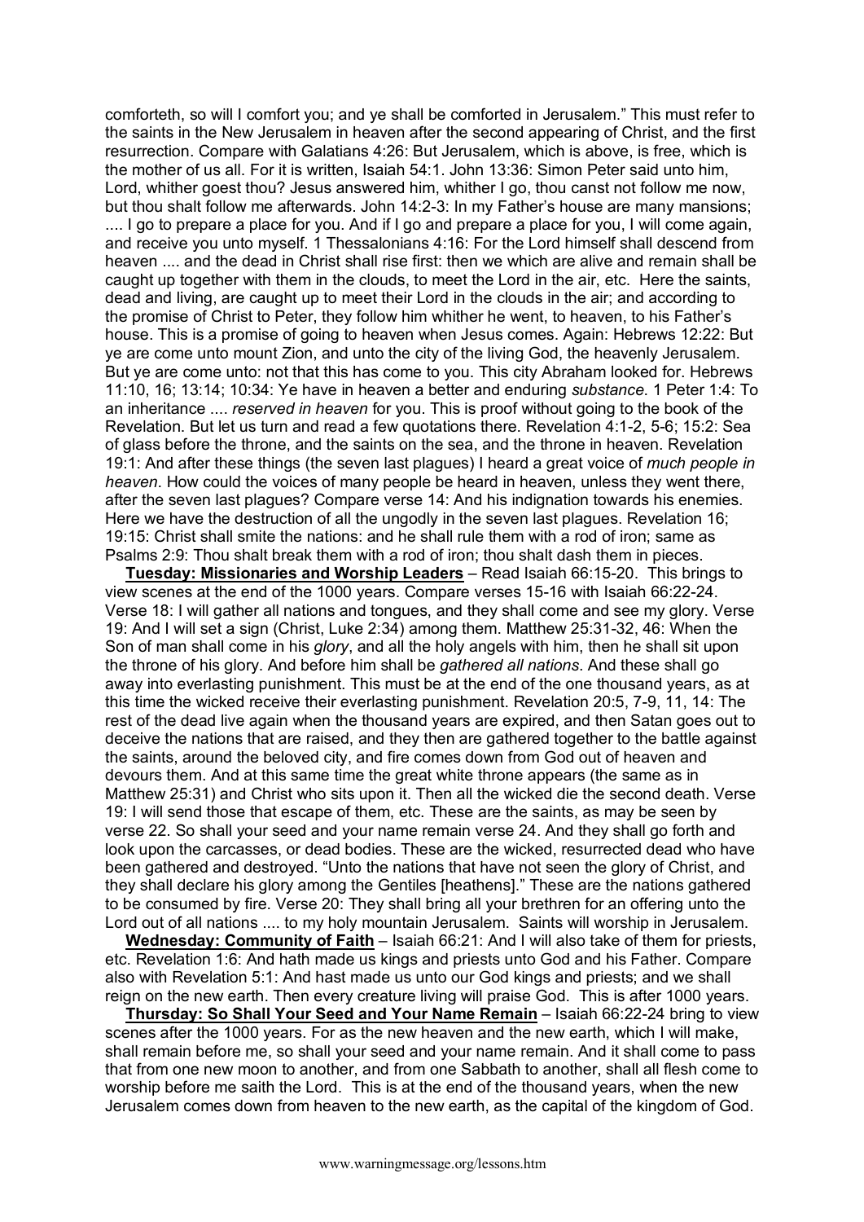comforteth, so will I comfort you; and ye shall be comforted in Jerusalem." This must refer to the saints in the New Jerusalem in heaven after the second appearing of Christ, and the first resurrection. Compare with Galatians 4:26: But Jerusalem, which is above, is free, which is the mother of us all. For it is written, Isaiah 54:1. John 13:36: Simon Peter said unto him, Lord, whither goest thou? Jesus answered him, whither I go, thou canst not follow me now, but thou shalt follow me afterwards. John 14:2-3: In my Father's house are many mansions; .... I go to prepare a place for you. And if I go and prepare a place for you, I will come again, and receive you unto myself. 1 Thessalonians 4:16: For the Lord himself shall descend from heaven .... and the dead in Christ shall rise first: then we which are alive and remain shall be caught up together with them in the clouds, to meet the Lord in the air, etc. Here the saints, dead and living, are caught up to meet their Lord in the clouds in the air; and according to the promise of Christ to Peter, they follow him whither he went, to heaven, to his Father's house. This is a promise of going to heaven when Jesus comes. Again: Hebrews 12:22: But ye are come unto mount Zion, and unto the city of the living God, the heavenly Jerusalem. But ye are come unto: not that this has come to you. This city Abraham looked for. Hebrews 11:10, 16; 13:14; 10:34: Ye have in heaven a better and enduring *substance*. 1 Peter 1:4: To an inheritance .... *reserved in heaven* for you. This is proof without going to the book of the Revelation. But let us turn and read a few quotations there. Revelation 4:1-2, 5-6; 15:2: Sea of glass before the throne, and the saints on the sea, and the throne in heaven. Revelation 19:1: And after these things (the seven last plagues) I heard a great voice of *much people in heaven*. How could the voices of many people be heard in heaven, unless they went there, after the seven last plagues? Compare verse 14: And his indignation towards his enemies. Here we have the destruction of all the ungodly in the seven last plagues. Revelation 16; 19:15: Christ shall smite the nations: and he shall rule them with a rod of iron; same as Psalms 2:9: Thou shalt break them with a rod of iron; thou shalt dash them in pieces.

**Tuesday: Missionaries and Worship Leaders** – Read Isaiah 66:15-20. This brings to view scenes at the end of the 1000 years. Compare verses 15-16 with Isaiah 66:22-24. Verse 18: I will gather all nations and tongues, and they shall come and see my glory. Verse 19: And I will set a sign (Christ, Luke 2:34) among them. Matthew 25:31-32, 46: When the Son of man shall come in his *glory*, and all the holy angels with him, then he shall sit upon the throne of his glory. And before him shall be *gathered all nations*. And these shall go away into everlasting punishment. This must be at the end of the one thousand years, as at this time the wicked receive their everlasting punishment. Revelation 20:5, 7-9, 11, 14: The rest of the dead live again when the thousand years are expired, and then Satan goes out to deceive the nations that are raised, and they then are gathered together to the battle against the saints, around the beloved city, and fire comes down from God out of heaven and devours them. And at this same time the great white throne appears (the same as in Matthew 25:31) and Christ who sits upon it. Then all the wicked die the second death. Verse 19: I will send those that escape of them, etc. These are the saints, as may be seen by verse 22. So shall your seed and your name remain verse 24. And they shall go forth and look upon the carcasses, or dead bodies. These are the wicked, resurrected dead who have been gathered and destroyed. "Unto the nations that have not seen the glory of Christ, and they shall declare his glory among the Gentiles [heathens]." These are the nations gathered to be consumed by fire. Verse 20: They shall bring all your brethren for an offering unto the Lord out of all nations .... to my holy mountain Jerusalem. Saints will worship in Jerusalem.

**Wednesday: Community of Faith** – Isaiah 66:21: And I will also take of them for priests, etc. Revelation 1:6: And hath made us kings and priests unto God and his Father. Compare also with Revelation 5:1: And hast made us unto our God kings and priests; and we shall reign on the new earth. Then every creature living will praise God. This is after 1000 years.

**Thursday: So Shall Your Seed and Your Name Remain** – Isaiah 66:22-24 bring to view scenes after the 1000 years. For as the new heaven and the new earth, which I will make, shall remain before me, so shall your seed and your name remain. And it shall come to pass that from one new moon to another, and from one Sabbath to another, shall all flesh come to worship before me saith the Lord. This is at the end of the thousand years, when the new Jerusalem comes down from heaven to the new earth, as the capital of the kingdom of God.